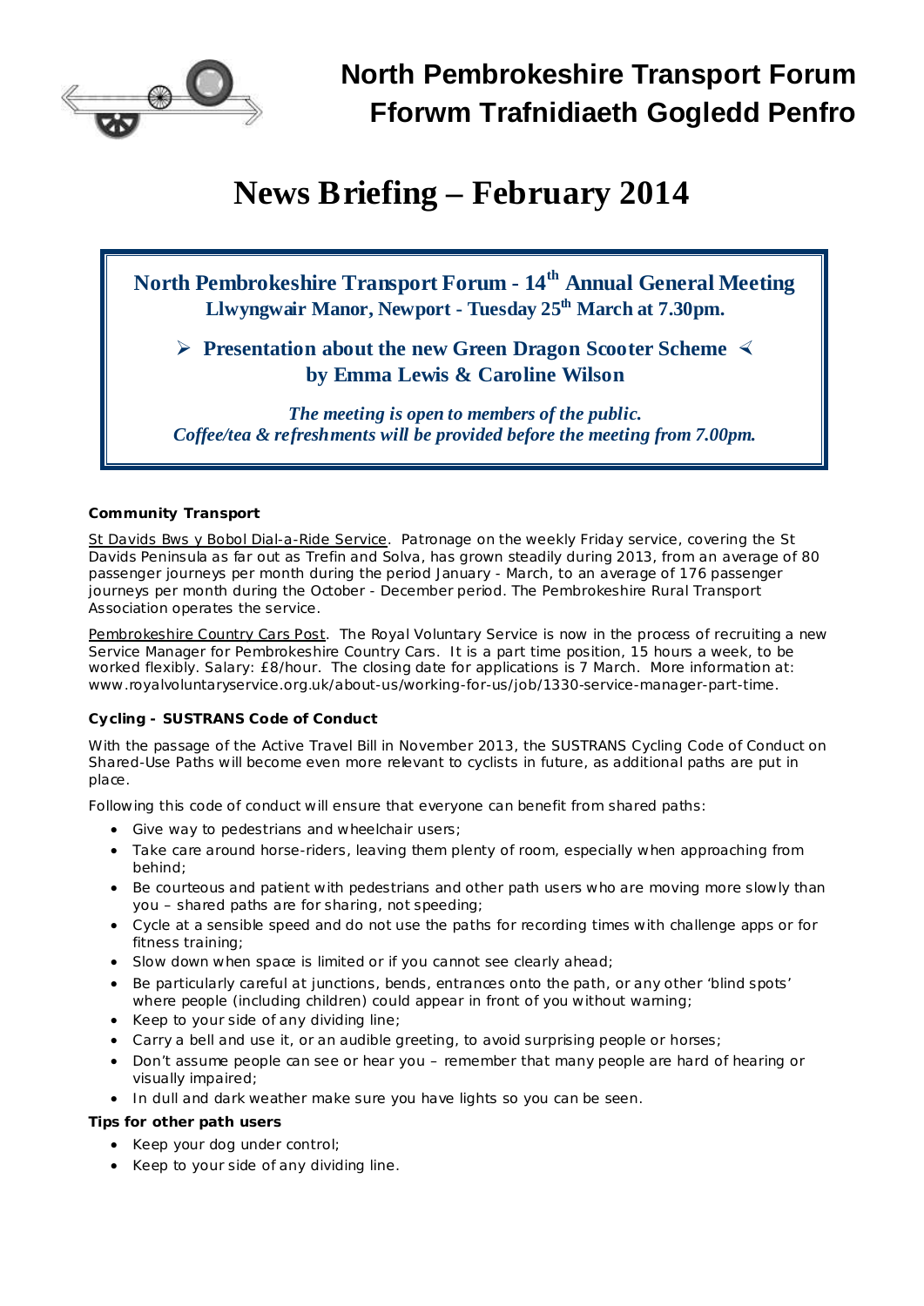# North Pembrokeshire Transport Forum
# Fforwm Trafnidiaeth Gogledd Penfro

# News Briefing – February 2014

**North Pembrokeshire Transport Forum - 14th Annual General Meeting**
**Llwyngwair Manor, Newport - Tuesday 25th March at 7.30pm.**

➢ **Presentation about the new Green Dragon Scooter Scheme** ≺
**by Emma Lewis & Caroline Wilson**

*The meeting is open to members of the public.*
*Coffee/tea & refreshments will be provided before the meeting from 7.00pm.*

### Community Transport

St Davids Bws y Bobol Dial-a-Ride Service. Patronage on the weekly Friday service, covering the St Davids Peninsula as far out as Trefin and Solva, has grown steadily during 2013, from an average of 80 passenger journeys per month during the period January - March, to an average of 176 passenger journeys per month during the October - December period. The Pembrokeshire Rural Transport Association operates the service.

Pembrokeshire Country Cars Post. The Royal Voluntary Service is now in the process of recruiting a new Service Manager for Pembrokeshire Country Cars. It is a part time position, 15 hours a week, to be worked flexibly. Salary: £8/hour. The closing date for applications is 7 March. More information at: www.royalvoluntaryservice.org.uk/about-us/working-for-us/job/1330-service-manager-part-time.

### Cycling - SUSTRANS Code of Conduct

With the passage of the Active Travel Bill in November 2013, the SUSTRANS Cycling Code of Conduct on Shared-Use Paths will become even more relevant to cyclists in future, as additional paths are put in place.

Following this code of conduct will ensure that everyone can benefit from shared paths:

- Give way to pedestrians and wheelchair users;
- Take care around horse-riders, leaving them plenty of room, especially when approaching from behind;
- Be courteous and patient with pedestrians and other path users who are moving more slowly than you – shared paths are for sharing, not speeding;
- Cycle at a sensible speed and do not use the paths for recording times with challenge apps or for fitness training;
- Slow down when space is limited or if you cannot see clearly ahead;
- Be particularly careful at junctions, bends, entrances onto the path, or any other 'blind spots' where people (including children) could appear in front of you without warning;
- Keep to your side of any dividing line;
- Carry a bell and use it, or an audible greeting, to avoid surprising people or horses;
- Don't assume people can see or hear you – remember that many people are hard of hearing or visually impaired;
- In dull and dark weather make sure you have lights so you can be seen.

**Tips for other path users**

- Keep your dog under control;
- Keep to your side of any dividing line.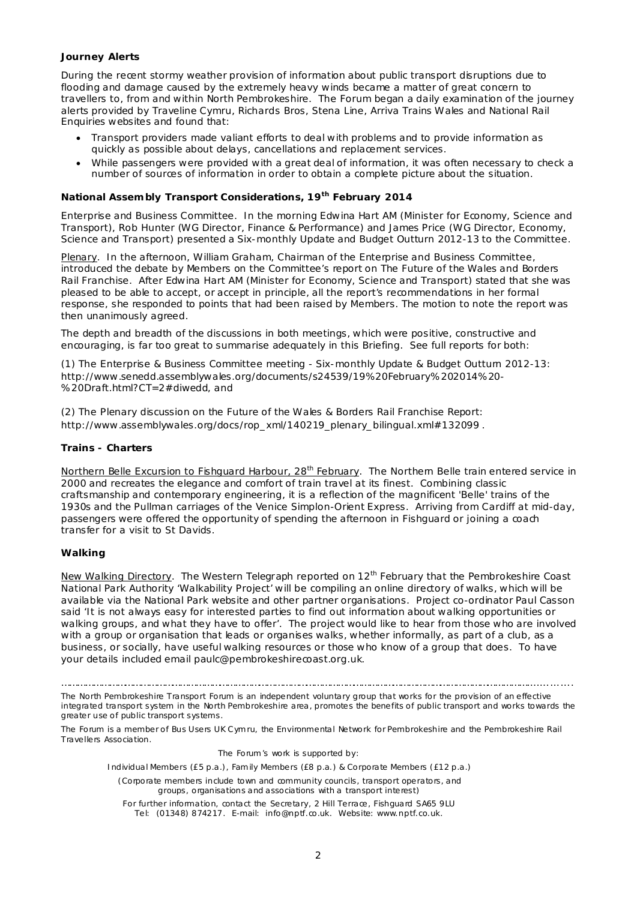**Journey Alerts**

During the recent stormy weather provision of information about public transport disruptions due to flooding and damage caused by the extremely heavy winds became a matter of great concern to travellers to, from and within North Pembrokeshire. The Forum began a daily examination of the journey alerts provided by Traveline Cymru, Richards Bros, Stena Line, Arriva Trains Wales and National Rail Enquiries websites and found that:

- Transport providers made valiant efforts to deal with problems and to provide information as quickly as possible about delays, cancellations and replacement services.
- While passengers were provided with a great deal of information, it was often necessary to check a number of sources of information in order to obtain a complete picture about the situation.

**National Assembly Transport Considerations, 19th February 2014**

Enterprise and Business Committee. In the morning Edwina Hart AM (Minister for Economy, Science and Transport), Rob Hunter (WG Director, Finance & Performance) and James Price (WG Director, Economy, Science and Transport) presented a Six-monthly Update and Budget Outturn 2012-13 to the Committee.

Plenary. In the afternoon, William Graham, Chairman of the Enterprise and Business Committee, introduced the debate by Members on the Committee's report on The Future of the Wales and Borders Rail Franchise. After Edwina Hart AM (Minister for Economy, Science and Transport) stated that she was pleased to be able to accept, or accept in principle, all the report's recommendations in her formal response, she responded to points that had been raised by Members. The motion to note the report was then unanimously agreed.

The depth and breadth of the discussions in both meetings, which were positive, constructive and encouraging, is far too great to summarise adequately in this Briefing. See full reports for both:

(1) The Enterprise & Business Committee meeting - Six-monthly Update & Budget Outturn 2012-13: http://www.senedd.assemblywales.org/documents/s24539/19%20February%202014%20-%20Draft.html?CT=2#diwedd, and

(2) The Plenary discussion on the Future of the Wales & Borders Rail Franchise Report: http://www.assemblywales.org/docs/rop_xml/140219_plenary_bilingual.xml#132099 .

**Trains - Charters**

Northern Belle Excursion to Fishguard Harbour, 28th February. The Northern Belle train entered service in 2000 and recreates the elegance and comfort of train travel at its finest. Combining classic craftsmanship and contemporary engineering, it is a reflection of the magnificent 'Belle' trains of the 1930s and the Pullman carriages of the Venice Simplon-Orient Express. Arriving from Cardiff at mid-day, passengers were offered the opportunity of spending the afternoon in Fishguard or joining a coach transfer for a visit to St Davids.

**Walking**

New Walking Directory. The Western Telegraph reported on 12th February that the Pembrokeshire Coast National Park Authority 'Walkability Project' will be compiling an online directory of walks, which will be available via the National Park website and other partner organisations. Project co-ordinator Paul Casson said 'It is not always easy for interested parties to find out information about walking opportunities or walking groups, and what they have to offer'. The project would like to hear from those who are involved with a group or organisation that leads or organises walks, whether informally, as part of a club, as a business, or socially, have useful walking resources or those who know of a group that does. To have your details included email paulc@pembrokeshirecoast.org.uk.

---

The North Pembrokeshire Transport Forum is an independent voluntary group that works for the provision of an effective integrated transport system in the North Pembrokeshire area, promotes the benefits of public transport and works towards the greater use of public transport systems.

The Forum is a member of Bus Users UK Cymru, the Environmental Network for Pembrokeshire and the Pembrokeshire Rail Travellers Association.

The Forum's work is supported by:

Individual Members (£5 p.a.), Family Members (£8 p.a.) & Corporate Members (£12 p.a.)

(Corporate members include town and community councils, transport operators, and groups, organisations and associations with a transport interest)

For further information, contact the Secretary, 2 Hill Terrace, Fishguard SA65 9LU
Tel: (01348) 874217. E-mail: info@nptf.co.uk. Website: www.nptf.co.uk.